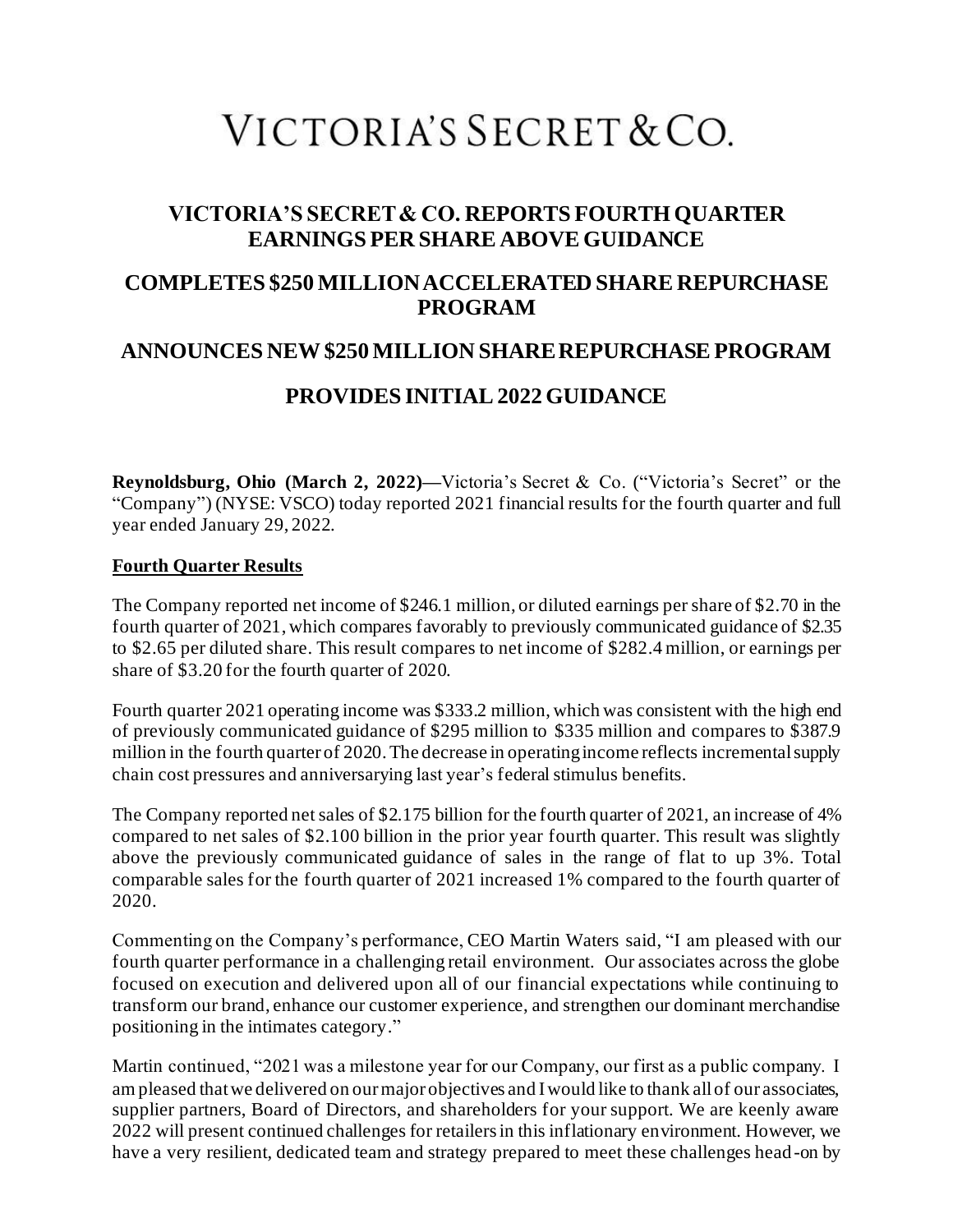# VICTORIA'S SECRET & CO.

## VICTORIA'S SECRET & CO. REPORTS FOURTH QUARTER EARNINGS PER SHARE ABOVE GUIDANCE

## COMPLETES $250 MILLION ACCELERATED SHARE REPURCHASE PROGRAM

## ANNOUNCES NEW $250 MILLION SHARE REPURCHASE PROGRAM

## PROVIDES INITIAL 2022 GUIDANCE

**Reynoldsburg, Ohio (March 2, 2022)—**Victoria's Secret & Co. ("Victoria's Secret" or the "Company") (NYSE: VSCO) today reported 2021 financial results for the fourth quarter and full year ended January 29, 2022.

**Fourth Quarter Results**

The Company reported net income of $246.1 million, or diluted earnings per share of $2.70 in the fourth quarter of 2021, which compares favorably to previously communicated guidance of $2.35 to $2.65 per diluted share. This result compares to net income of $282.4 million, or earnings per share of $3.20 for the fourth quarter of 2020.

Fourth quarter 2021 operating income was $333.2 million, which was consistent with the high end of previously communicated guidance of $295 million to $335 million and compares to $387.9 million in the fourth quarter of 2020. The decrease in operating income reflects incremental supply chain cost pressures and anniversarying last year's federal stimulus benefits.

The Company reported net sales of $2.175 billion for the fourth quarter of 2021, an increase of 4% compared to net sales of $2.100 billion in the prior year fourth quarter. This result was slightly above the previously communicated guidance of sales in the range of flat to up 3%. Total comparable sales for the fourth quarter of 2021 increased 1% compared to the fourth quarter of 2020.

Commenting on the Company's performance, CEO Martin Waters said, "I am pleased with our fourth quarter performance in a challenging retail environment. Our associates across the globe focused on execution and delivered upon all of our financial expectations while continuing to transform our brand, enhance our customer experience, and strengthen our dominant merchandise positioning in the intimates category."

Martin continued, "2021 was a milestone year for our Company, our first as a public company. I am pleased that we delivered on our major objectives and I would like to thank all of our associates, supplier partners, Board of Directors, and shareholders for your support. We are keenly aware 2022 will present continued challenges for retailers in this inflationary environment. However, we have a very resilient, dedicated team and strategy prepared to meet these challenges head-on by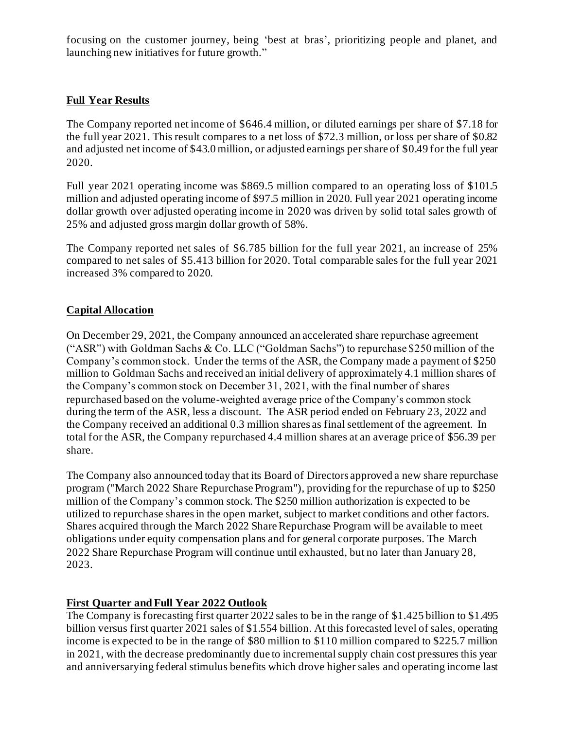focusing on the customer journey, being 'best at bras', prioritizing people and planet, and launching new initiatives for future growth."

**Full Year Results**

The Company reported net income of $646.4 million, or diluted earnings per share of $7.18 for the full year 2021. This result compares to a net loss of $72.3 million, or loss per share of $0.82 and adjusted net income of $43.0 million, or adjusted earnings per share of $0.49 for the full year 2020.

Full year 2021 operating income was $869.5 million compared to an operating loss of $101.5 million and adjusted operating income of $97.5 million in 2020. Full year 2021 operating income dollar growth over adjusted operating income in 2020 was driven by solid total sales growth of 25% and adjusted gross margin dollar growth of 58%.

The Company reported net sales of $6.785 billion for the full year 2021, an increase of 25% compared to net sales of $5.413 billion for 2020. Total comparable sales for the full year 2021 increased 3% compared to 2020.

**Capital Allocation**

On December 29, 2021, the Company announced an accelerated share repurchase agreement ("ASR") with Goldman Sachs & Co. LLC ("Goldman Sachs") to repurchase $250 million of the Company's common stock. Under the terms of the ASR, the Company made a payment of $250 million to Goldman Sachs and received an initial delivery of approximately 4.1 million shares of the Company's common stock on December 31, 2021, with the final number of shares repurchased based on the volume-weighted average price of the Company's common stock during the term of the ASR, less a discount. The ASR period ended on February 23, 2022 and the Company received an additional 0.3 million shares as final settlement of the agreement. In total for the ASR, the Company repurchased 4.4 million shares at an average price of $56.39 per share.

The Company also announced today that its Board of Directors approved a new share repurchase program ("March 2022 Share Repurchase Program"), providing for the repurchase of up to $250 million of the Company's common stock. The $250 million authorization is expected to be utilized to repurchase shares in the open market, subject to market conditions and other factors. Shares acquired through the March 2022 Share Repurchase Program will be available to meet obligations under equity compensation plans and for general corporate purposes. The March 2022 Share Repurchase Program will continue until exhausted, but no later than January 28, 2023.

**First Quarter and Full Year 2022 Outlook**

The Company is forecasting first quarter 2022 sales to be in the range of $1.425 billion to $1.495 billion versus first quarter 2021 sales of $1.554 billion. At this forecasted level of sales, operating income is expected to be in the range of $80 million to $110 million compared to $225.7 million in 2021, with the decrease predominantly due to incremental supply chain cost pressures this year and anniversarying federal stimulus benefits which drove higher sales and operating income last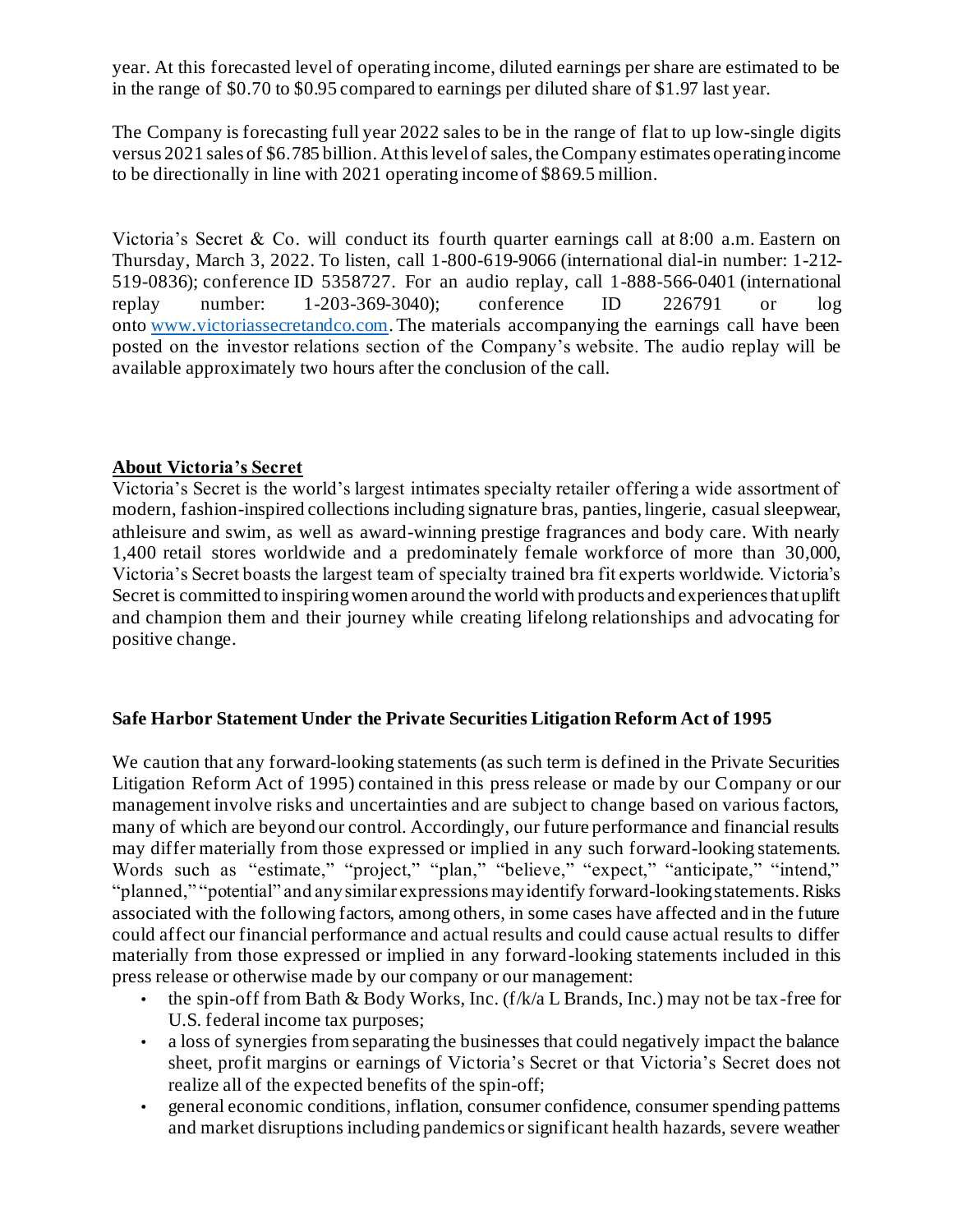year. At this forecasted level of operating income, diluted earnings per share are estimated to be in the range of $0.70 to $0.95 compared to earnings per diluted share of $1.97 last year.

The Company is forecasting full year 2022 sales to be in the range of flat to up low-single digits versus 2021 sales of $6.785 billion. At this level of sales, the Company estimates operating income to be directionally in line with 2021 operating income of $869.5 million.

Victoria's Secret & Co. will conduct its fourth quarter earnings call at 8:00 a.m. Eastern on Thursday, March 3, 2022. To listen, call 1-800-619-9066 (international dial-in number: 1-212-519-0836); conference ID 5358727. For an audio replay, call 1-888-566-0401 (international replay number: 1-203-369-3040); conference ID 226791 or log onto [www.victoriassecretandco.com](http://www.victoriassecretandco.com). The materials accompanying the earnings call have been posted on the investor relations section of the Company's website. The audio replay will be available approximately two hours after the conclusion of the call.

**About Victoria's Secret**

Victoria's Secret is the world's largest intimates specialty retailer offering a wide assortment of modern, fashion-inspired collections including signature bras, panties, lingerie, casual sleepwear, athleisure and swim, as well as award-winning prestige fragrances and body care. With nearly 1,400 retail stores worldwide and a predominately female workforce of more than 30,000, Victoria's Secret boasts the largest team of specialty trained bra fit experts worldwide. Victoria's Secret is committed to inspiring women around the world with products and experiences that uplift and champion them and their journey while creating lifelong relationships and advocating for positive change.

**Safe Harbor Statement Under the Private Securities Litigation Reform Act of 1995**

We caution that any forward-looking statements (as such term is defined in the Private Securities Litigation Reform Act of 1995) contained in this press release or made by our Company or our management involve risks and uncertainties and are subject to change based on various factors, many of which are beyond our control. Accordingly, our future performance and financial results may differ materially from those expressed or implied in any such forward-looking statements. Words such as "estimate," "project," "plan," "believe," "expect," "anticipate," "intend," "planned," "potential" and any similar expressions may identify forward-looking statements. Risks associated with the following factors, among others, in some cases have affected and in the future could affect our financial performance and actual results and could cause actual results to differ materially from those expressed or implied in any forward-looking statements included in this press release or otherwise made by our company or our management:

- the spin-off from Bath & Body Works, Inc. (f/k/a L Brands, Inc.) may not be tax-free for U.S. federal income tax purposes;
- a loss of synergies from separating the businesses that could negatively impact the balance sheet, profit margins or earnings of Victoria's Secret or that Victoria's Secret does not realize all of the expected benefits of the spin-off;
- general economic conditions, inflation, consumer confidence, consumer spending patterns and market disruptions including pandemics or significant health hazards, severe weather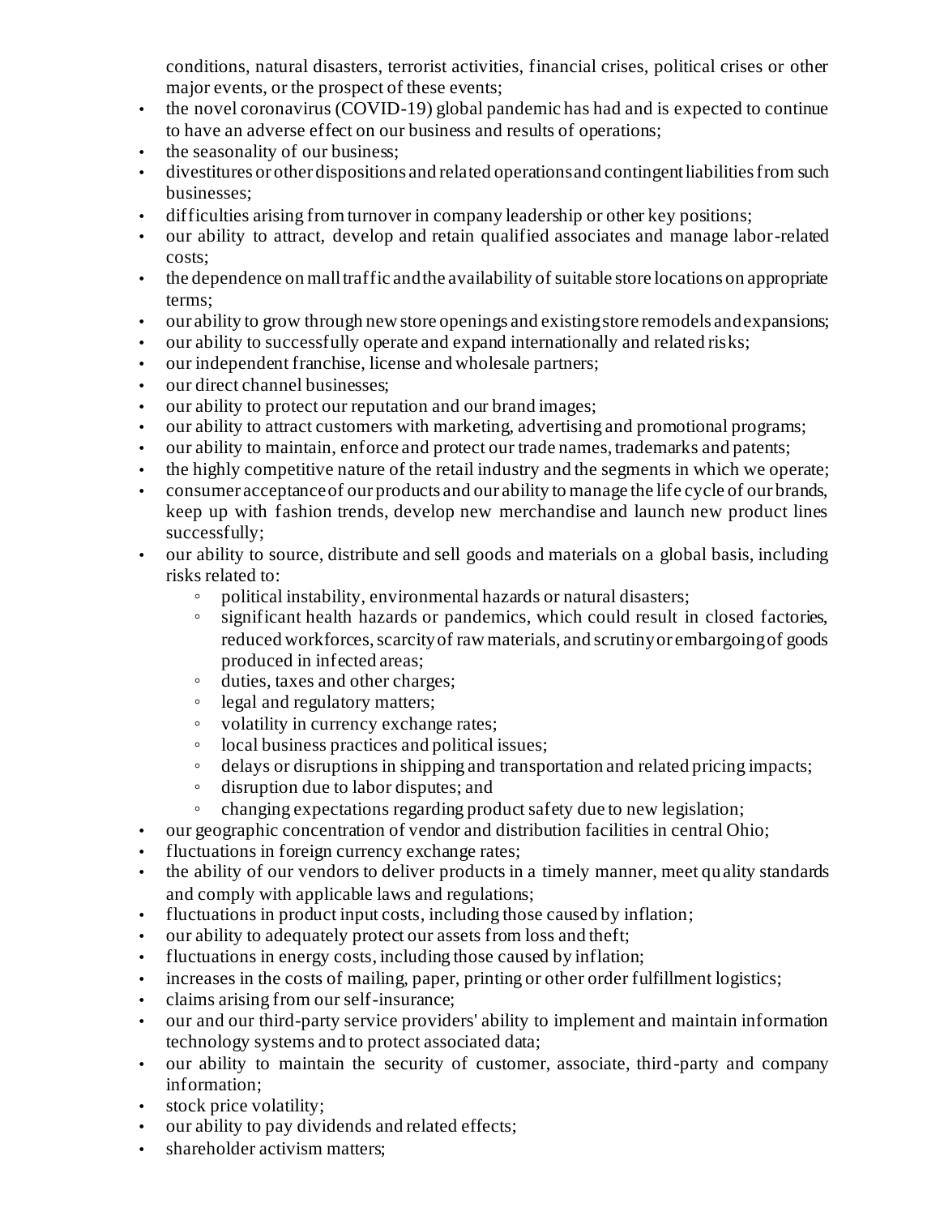conditions, natural disasters, terrorist activities, financial crises, political crises or other major events, or the prospect of these events;

- the novel coronavirus (COVID-19) global pandemic has had and is expected to continue to have an adverse effect on our business and results of operations;
- the seasonality of our business;
- divestitures or other dispositions and related operations and contingent liabilities from such businesses;
- difficulties arising from turnover in company leadership or other key positions;
- our ability to attract, develop and retain qualified associates and manage labor-related costs;
- the dependence on mall traffic and the availability of suitable store locations on appropriate terms;
- our ability to grow through new store openings and existing store remodels and expansions;
- our ability to successfully operate and expand internationally and related risks;
- our independent franchise, license and wholesale partners;
- our direct channel businesses;
- our ability to protect our reputation and our brand images;
- our ability to attract customers with marketing, advertising and promotional programs;
- our ability to maintain, enforce and protect our trade names, trademarks and patents;
- the highly competitive nature of the retail industry and the segments in which we operate;
- consumer acceptance of our products and our ability to manage the life cycle of our brands, keep up with fashion trends, develop new merchandise and launch new product lines successfully;
- our ability to source, distribute and sell goods and materials on a global basis, including risks related to:
  - political instability, environmental hazards or natural disasters;
  - significant health hazards or pandemics, which could result in closed factories, reduced workforces, scarcity of raw materials, and scrutiny or embargoing of goods produced in infected areas;
  - duties, taxes and other charges;
  - legal and regulatory matters;
  - volatility in currency exchange rates;
  - local business practices and political issues;
  - delays or disruptions in shipping and transportation and related pricing impacts;
  - disruption due to labor disputes; and
  - changing expectations regarding product safety due to new legislation;
- our geographic concentration of vendor and distribution facilities in central Ohio;
- fluctuations in foreign currency exchange rates;
- the ability of our vendors to deliver products in a timely manner, meet quality standards and comply with applicable laws and regulations;
- fluctuations in product input costs, including those caused by inflation;
- our ability to adequately protect our assets from loss and theft;
- fluctuations in energy costs, including those caused by inflation;
- increases in the costs of mailing, paper, printing or other order fulfillment logistics;
- claims arising from our self-insurance;
- our and our third-party service providers' ability to implement and maintain information technology systems and to protect associated data;
- our ability to maintain the security of customer, associate, third-party and company information;
- stock price volatility;
- our ability to pay dividends and related effects;
- shareholder activism matters;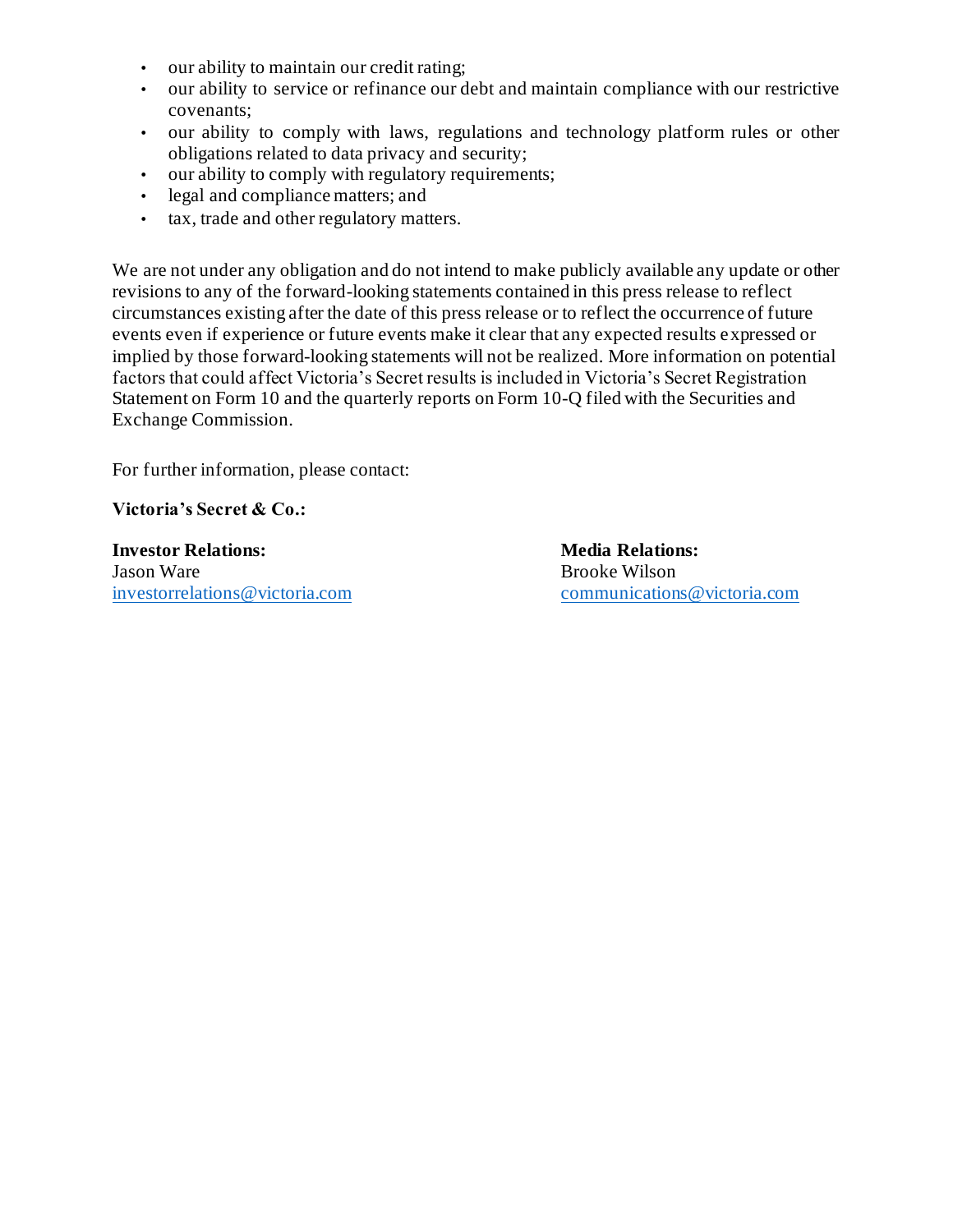- our ability to maintain our credit rating;
- our ability to service or refinance our debt and maintain compliance with our restrictive covenants;
- our ability to comply with laws, regulations and technology platform rules or other obligations related to data privacy and security;
- our ability to comply with regulatory requirements;
- legal and compliance matters; and
- tax, trade and other regulatory matters.

We are not under any obligation and do not intend to make publicly available any update or other revisions to any of the forward-looking statements contained in this press release to reflect circumstances existing after the date of this press release or to reflect the occurrence of future events even if experience or future events make it clear that any expected results expressed or implied by those forward-looking statements will not be realized. More information on potential factors that could affect Victoria's Secret results is included in Victoria's Secret Registration Statement on Form 10 and the quarterly reports on Form 10-Q filed with the Securities and Exchange Commission.

For further information, please contact:

**Victoria's Secret & Co.:**

**Investor Relations:**
Jason Ware
investorrelations@victoria.com

**Media Relations:**
Brooke Wilson
communications@victoria.com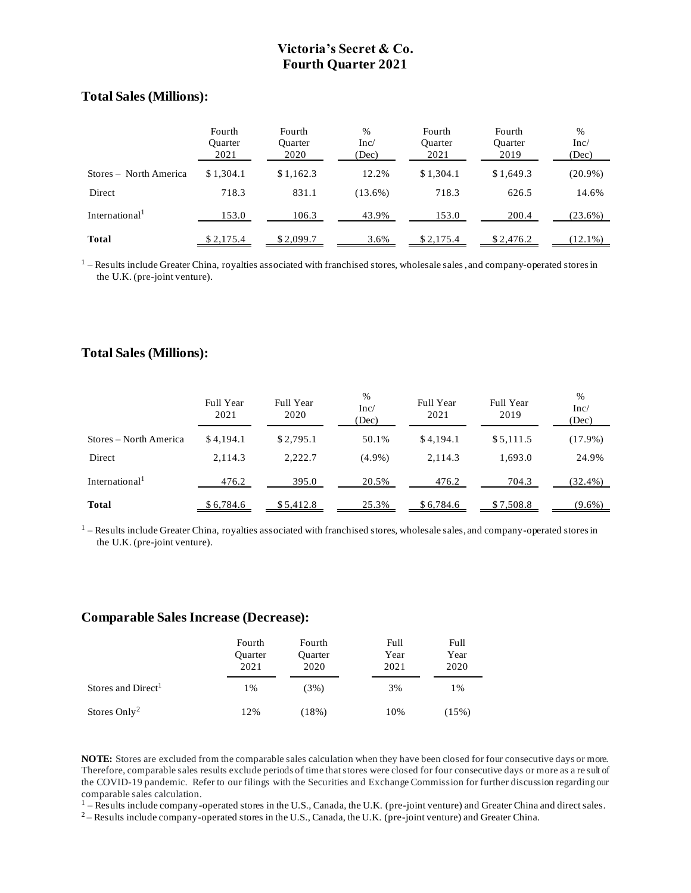# Victoria's Secret & Co.
# Fourth Quarter 2021

## Total Sales (Millions):

| | Fourth Quarter 2021 | Fourth Quarter 2020 | % Inc/ (Dec) | Fourth Quarter 2021 | Fourth Quarter 2019 | % Inc/ (Dec) |
|---|---|---|---|---|---|---|
| Stores – North America | $ 1,304.1 | $ 1,162.3 | 12.2% | $ 1,304.1 | $ 1,649.3 | (20.9%) |
| Direct | 718.3 | 831.1 | (13.6%) | 718.3 | 626.5 | 14.6% |
| International[1] | 153.0 | 106.3 | 43.9% | 153.0 | 200.4 | (23.6%) |
| **Total** | $ 2,175.4 | $ 2,099.7 | 3.6% | $ 2,175.4 | $ 2,476.2 | (12.1%) |

[1] – Results include Greater China, royalties associated with franchised stores, wholesale sales, and company-operated stores in the U.K. (pre-joint venture).

## Total Sales (Millions):

| | Full Year 2021 | Full Year 2020 | % Inc/ (Dec) | Full Year 2021 | Full Year 2019 | % Inc/ (Dec) |
|---|---|---|---|---|---|---|
| Stores – North America | $ 4,194.1 | $ 2,795.1 | 50.1% | $ 4,194.1 | $ 5,111.5 | (17.9%) |
| Direct | 2,114.3 | 2,222.7 | (4.9%) | 2,114.3 | 1,693.0 | 24.9% |
| International[1] | 476.2 | 395.0 | 20.5% | 476.2 | 704.3 | (32.4%) |
| **Total** | $ 6,784.6 | $ 5,412.8 | 25.3% | $ 6,784.6 | $ 7,508.8 | (9.6%) |

[1] – Results include Greater China, royalties associated with franchised stores, wholesale sales, and company-operated stores in the U.K. (pre-joint venture).

## Comparable Sales Increase (Decrease):

| | Fourth Quarter 2021 | Fourth Quarter 2020 | Full Year 2021 | Full Year 2020 |
|---|---|---|---|---|
| Stores and Direct[1] | 1% | (3%) | 3% | 1% |
| Stores Only[2] | 12% | (18%) | 10% | (15%) |

**NOTE:** Stores are excluded from the comparable sales calculation when they have been closed for four consecutive days or more. Therefore, comparable sales results exclude periods of time that stores were closed for four consecutive days or more as a result of the COVID-19 pandemic. Refer to our filings with the Securities and Exchange Commission for further discussion regarding our comparable sales calculation.

[1] – Results include company-operated stores in the U.S., Canada, the U.K. (pre-joint venture) and Greater China and direct sales.

[2] – Results include company-operated stores in the U.S., Canada, the U.K. (pre-joint venture) and Greater China.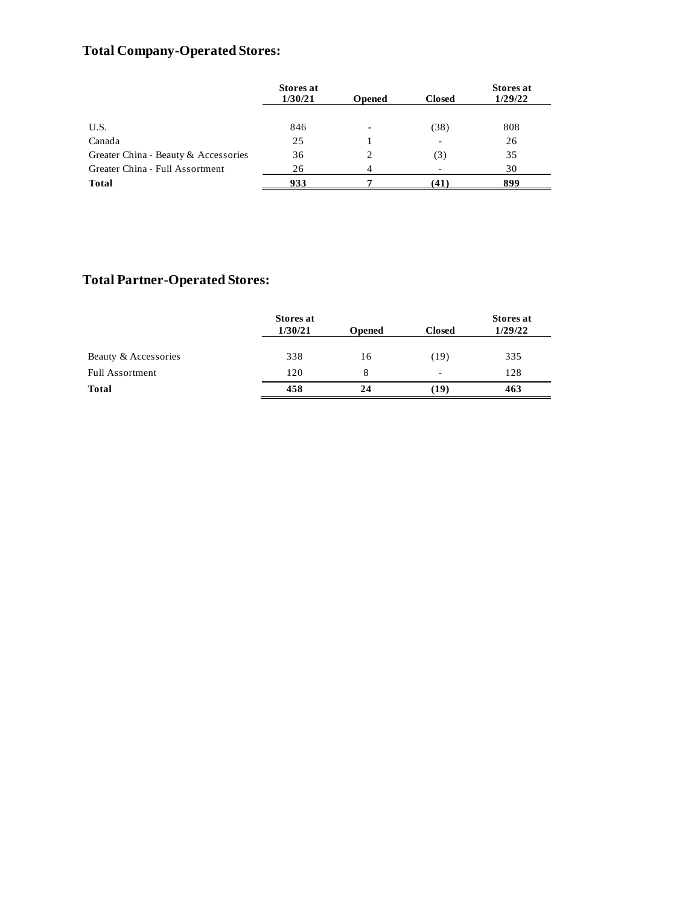## Total Company-Operated Stores:

| | Stores at 1/30/21 | Opened | Closed | Stores at 1/29/22 |
|---|---|---|---|---|
| U.S. | 846 | - | (38) | 808 |
| Canada | 25 | 1 | - | 26 |
| Greater China - Beauty & Accessories | 36 | 2 | (3) | 35 |
| Greater China - Full Assortment | 26 | 4 | - | 30 |
| **Total** | **933** | **7** | **(41)** | **899** |

## Total Partner-Operated Stores:

| | Stores at 1/30/21 | Opened | Closed | Stores at 1/29/22 |
|---|---|---|---|---|
| Beauty & Accessories | 338 | 16 | (19) | 335 |
| Full Assortment | 120 | 8 | - | 128 |
| **Total** | **458** | **24** | **(19)** | **463** |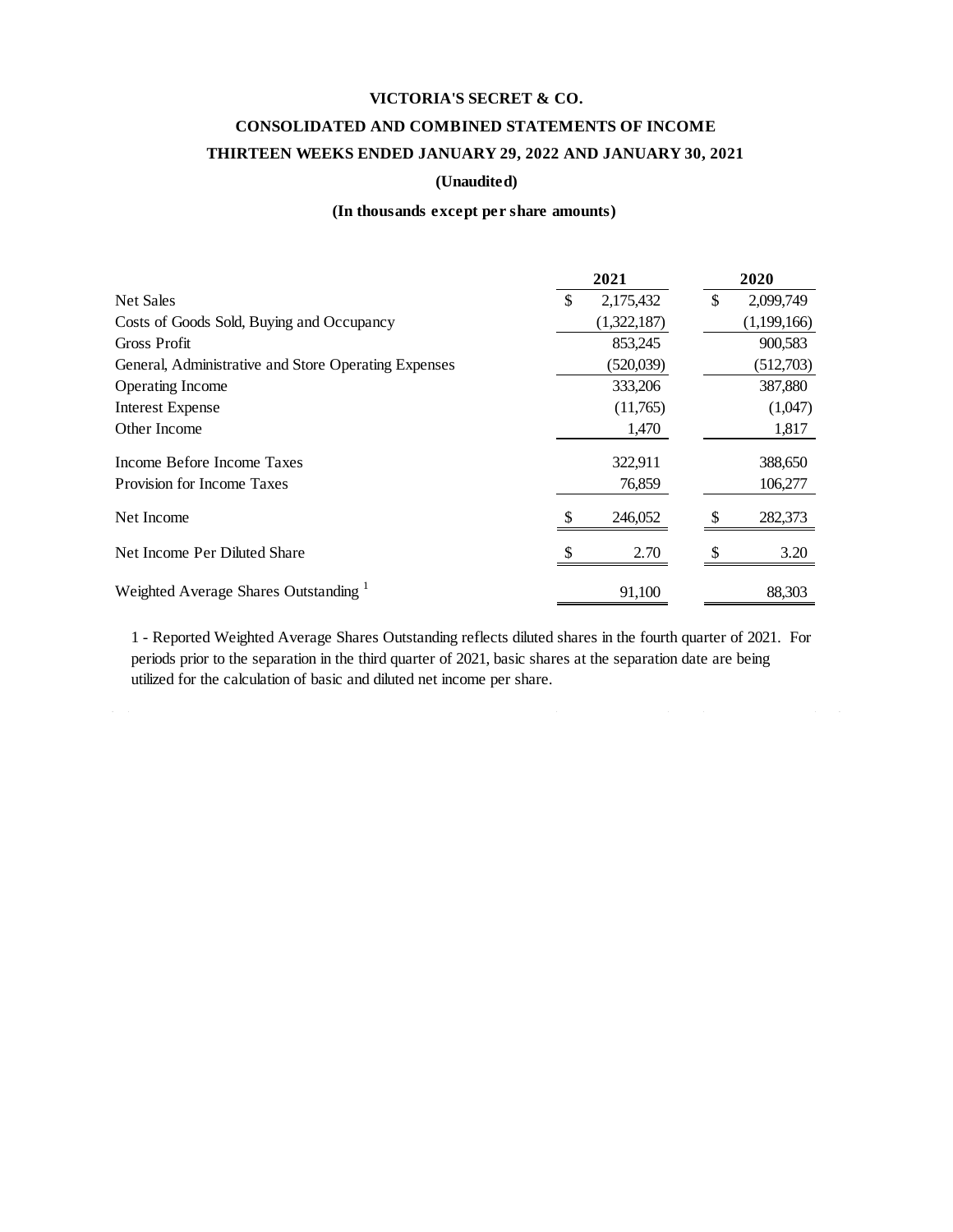# VICTORIA'S SECRET & CO.

## CONSOLIDATED AND COMBINED STATEMENTS OF INCOME

### THIRTEEN WEEKS ENDED JANUARY 29, 2022 AND JANUARY 30, 2021

**(Unaudited)**

**(In thousands except per share amounts)**

| | 2021 | 2020 |
|---|---|---|
| Net Sales | $ 2,175,432 | $ 2,099,749 |
| Costs of Goods Sold, Buying and Occupancy | (1,322,187) | (1,199,166) |
| Gross Profit | 853,245 | 900,583 |
| General, Administrative and Store Operating Expenses | (520,039) | (512,703) |
| Operating Income | 333,206 | 387,880 |
| Interest Expense | (11,765) | (1,047) |
| Other Income | 1,470 | 1,817 |
| Income Before Income Taxes | 322,911 | 388,650 |
| Provision for Income Taxes | 76,859 | 106,277 |
| Net Income | $ 246,052 | $ 282,373 |
| Net Income Per Diluted Share | $ 2.70 | $ 3.20 |
| Weighted Average Shares Outstanding [1] | 91,100 | 88,303 |

1 - Reported Weighted Average Shares Outstanding reflects diluted shares in the fourth quarter of 2021. For periods prior to the separation in the third quarter of 2021, basic shares at the separation date are being utilized for the calculation of basic and diluted net income per share.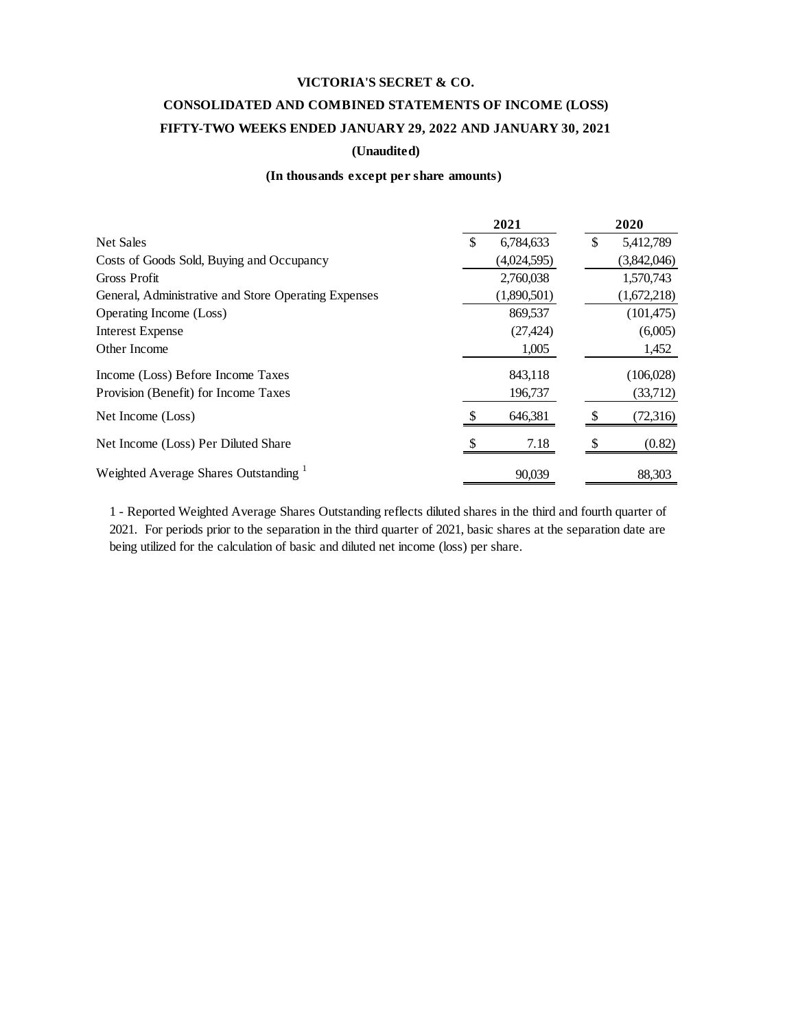# VICTORIA'S SECRET & CO.

## CONSOLIDATED AND COMBINED STATEMENTS OF INCOME (LOSS)

## FIFTY-TWO WEEKS ENDED JANUARY 29, 2022 AND JANUARY 30, 2021

**(Unaudited)**

**(In thousands except per share amounts)**

| | 2021 | 2020 |
|---|---|---|
| Net Sales | $ 6,784,633 | $ 5,412,789 |
| Costs of Goods Sold, Buying and Occupancy | (4,024,595) | (3,842,046) |
| Gross Profit | 2,760,038 | 1,570,743 |
| General, Administrative and Store Operating Expenses | (1,890,501) | (1,672,218) |
| Operating Income (Loss) | 869,537 | (101,475) |
| Interest Expense | (27,424) | (6,005) |
| Other Income | 1,005 | 1,452 |
| Income (Loss) Before Income Taxes | 843,118 | (106,028) |
| Provision (Benefit) for Income Taxes | 196,737 | (33,712) |
| Net Income (Loss) | $ 646,381 | $ (72,316) |
| Net Income (Loss) Per Diluted Share | $ 7.18 | $ (0.82) |
| Weighted Average Shares Outstanding [1] | 90,039 | 88,303 |

1 - Reported Weighted Average Shares Outstanding reflects diluted shares in the third and fourth quarter of 2021. For periods prior to the separation in the third quarter of 2021, basic shares at the separation date are being utilized for the calculation of basic and diluted net income (loss) per share.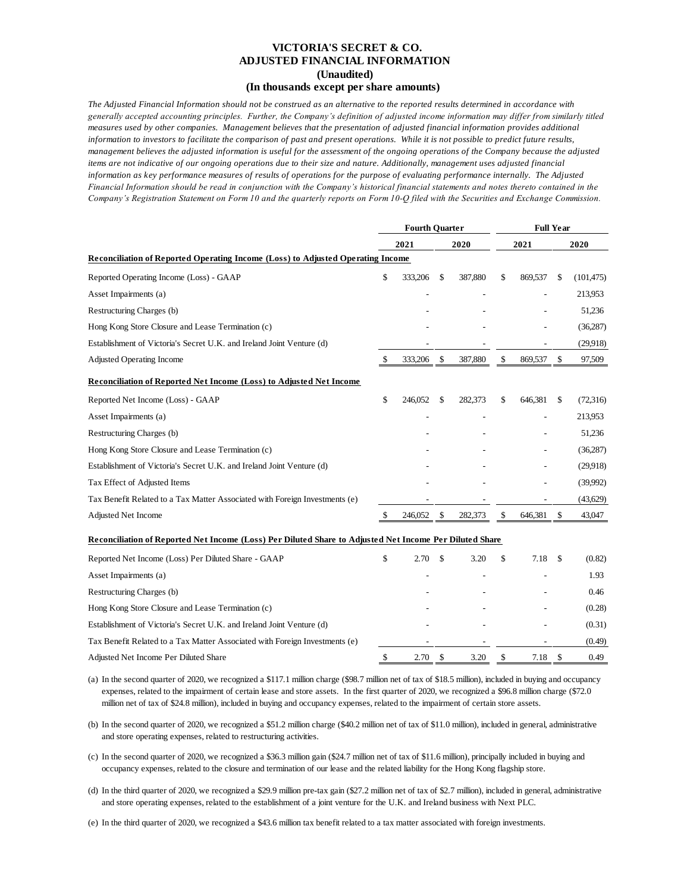# VICTORIA'S SECRET & CO.
## ADJUSTED FINANCIAL INFORMATION
### (Unaudited)
### (In thousands except per share amounts)

*The Adjusted Financial Information should not be construed as an alternative to the reported results determined in accordance with generally accepted accounting principles. Further, the Company's definition of adjusted income information may differ from similarly titled measures used by other companies. Management believes that the presentation of adjusted financial information provides additional information to investors to facilitate the comparison of past and present operations. While it is not possible to predict future results, management believes the adjusted information is useful for the assessment of the ongoing operations of the Company because the adjusted items are not indicative of our ongoing operations due to their size and nature. Additionally, management uses adjusted financial information as key performance measures of results of operations for the purpose of evaluating performance internally. The Adjusted Financial Information should be read in conjunction with the Company's historical financial statements and notes thereto contained in the Company's Registration Statement on Form 10 and the quarterly reports on Form 10-Q filed with the Securities and Exchange Commission.*

| | Fourth Quarter | | Full Year | |
|---|---|---|---|---|
| | 2021 | 2020 | 2021 | 2020 |
| **Reconciliation of Reported Operating Income (Loss) to Adjusted Operating Income** | | | | |
| Reported Operating Income (Loss) - GAAP | $ 333,206 | $ 387,880 | $ 869,537 | $ (101,475) |
| Asset Impairments (a) | - | - | - | 213,953 |
| Restructuring Charges (b) | - | - | - | 51,236 |
| Hong Kong Store Closure and Lease Termination (c) | - | - | - | (36,287) |
| Establishment of Victoria's Secret U.K. and Ireland Joint Venture (d) | - | - | - | (29,918) |
| Adjusted Operating Income | $ 333,206 | $ 387,880 | $ 869,537 | $ 97,509 |
| **Reconciliation of Reported Net Income (Loss) to Adjusted Net Income** | | | | |
| Reported Net Income (Loss) - GAAP | $ 246,052 | $ 282,373 | $ 646,381 | $ (72,316) |
| Asset Impairments (a) | - | - | - | 213,953 |
| Restructuring Charges (b) | - | - | - | 51,236 |
| Hong Kong Store Closure and Lease Termination (c) | - | - | - | (36,287) |
| Establishment of Victoria's Secret U.K. and Ireland Joint Venture (d) | - | - | - | (29,918) |
| Tax Effect of Adjusted Items | - | - | - | (39,992) |
| Tax Benefit Related to a Tax Matter Associated with Foreign Investments (e) | - | - | - | (43,629) |
| Adjusted Net Income | $ 246,052 | $ 282,373 | $ 646,381 | $ 43,047 |
| **Reconciliation of Reported Net Income (Loss) Per Diluted Share to Adjusted Net Income Per Diluted Share** | | | | |
| Reported Net Income (Loss) Per Diluted Share - GAAP | $ 2.70 | $ 3.20 | $ 7.18 | $ (0.82) |
| Asset Impairments (a) | - | - | - | 1.93 |
| Restructuring Charges (b) | - | - | - | 0.46 |
| Hong Kong Store Closure and Lease Termination (c) | - | - | - | (0.28) |
| Establishment of Victoria's Secret U.K. and Ireland Joint Venture (d) | - | - | - | (0.31) |
| Tax Benefit Related to a Tax Matter Associated with Foreign Investments (e) | - | - | - | (0.49) |
| Adjusted Net Income Per Diluted Share | $ 2.70 | $ 3.20 | $ 7.18 | $ 0.49 |

(a) In the second quarter of 2020, we recognized a $117.1 million charge ($98.7 million net of tax of $18.5 million), included in buying and occupancy expenses, related to the impairment of certain lease and store assets. In the first quarter of 2020, we recognized a $96.8 million charge ($72.0 million net of tax of $24.8 million), included in buying and occupancy expenses, related to the impairment of certain store assets.

(b) In the second quarter of 2020, we recognized a $51.2 million charge ($40.2 million net of tax of $11.0 million), included in general, administrative and store operating expenses, related to restructuring activities.

(c) In the second quarter of 2020, we recognized a $36.3 million gain ($24.7 million net of tax of $11.6 million), principally included in buying and occupancy expenses, related to the closure and termination of our lease and the related liability for the Hong Kong flagship store.

(d) In the third quarter of 2020, we recognized a $29.9 million pre-tax gain ($27.2 million net of tax of $2.7 million), included in general, administrative and store operating expenses, related to the establishment of a joint venture for the U.K. and Ireland business with Next PLC.

(e) In the third quarter of 2020, we recognized a $43.6 million tax benefit related to a tax matter associated with foreign investments.